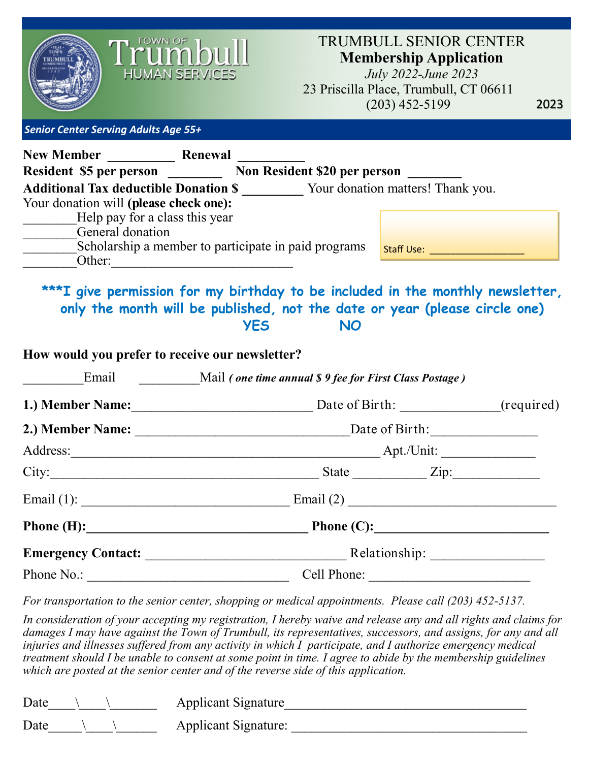TOWN OF Trumbull HUMAN SERVICES

# TRUMBULL SENIOR CENTER
## Membership Application

*July 2022-June 2023*

23 Priscilla Place, Trumbull, CT 06611

(203) 452-5199

2023

***Senior Center Serving Adults Age 55+***

**New Member** __________ **Renewal** __________

**Resident $5 per person** ________ **Non Resident $20 per person** ________

**Additional Tax deductible Donation $** _________ Your donation matters! Thank you.

Your donation will **(please check one):**

________Help pay for a class this year

________General donation

________Scholarship a member to participate in paid programs

________Other:___________________________

Staff Use: ________________

**\*\*\*I give permission for my birthday to be included in the monthly newsletter, only the month will be published, not the date or year (please circle one)**

**YES NO**

**How would you prefer to receive our newsletter?**

_________Email _________Mail ***( one time annual $ 9 fee for First Class Postage )***

**1.) Member Name:**__________________________ Date of Birth: ______________(required)

**2.) Member Name:** ______________________________Date of Birth:_______________

Address:_____________________________________________ Apt./Unit: _____________

City:_______________________________________ State __________ Zip:____________

Email (1): ______________________________ Email (2) ______________________________

**Phone (H):________________________________ Phone (C):_________________________**

**Emergency Contact:** ______________________________ Relationship: ________________

Phone No.: _____________________________ Cell Phone: _______________________

*For transportation to the senior center, shopping or medical appointments. Please call (203) 452-5137.*

*In consideration of your accepting my registration, I hereby waive and release any and all rights and claims for damages I may have against the Town of Trumbull, its representatives, successors, and assigns, for any and all injuries and illnesses suffered from any activity in which I participate, and I authorize emergency medical treatment should I be unable to consent at some point in time. I agree to abide by the membership guidelines which are posted at the senior center and of the reverse side of this application.*

Date____\\____\\_______ Applicant Signature___________________________________

Date_____\\____\\______ Applicant Signature: __________________________________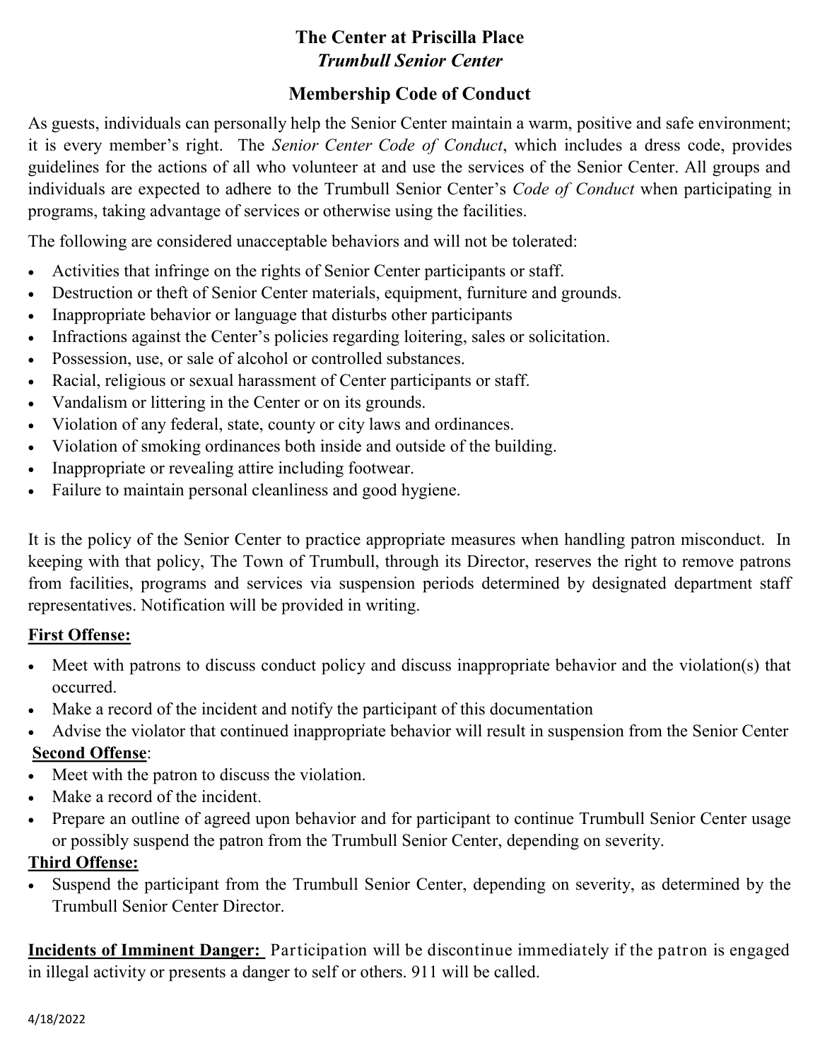# The Center at Priscilla Place
## *Trumbull Senior Center*

## Membership Code of Conduct

As guests, individuals can personally help the Senior Center maintain a warm, positive and safe environment; it is every member's right. The *Senior Center Code of Conduct*, which includes a dress code, provides guidelines for the actions of all who volunteer at and use the services of the Senior Center. All groups and individuals are expected to adhere to the Trumbull Senior Center's *Code of Conduct* when participating in programs, taking advantage of services or otherwise using the facilities.

The following are considered unacceptable behaviors and will not be tolerated:

- Activities that infringe on the rights of Senior Center participants or staff.
- Destruction or theft of Senior Center materials, equipment, furniture and grounds.
- Inappropriate behavior or language that disturbs other participants
- Infractions against the Center's policies regarding loitering, sales or solicitation.
- Possession, use, or sale of alcohol or controlled substances.
- Racial, religious or sexual harassment of Center participants or staff.
- Vandalism or littering in the Center or on its grounds.
- Violation of any federal, state, county or city laws and ordinances.
- Violation of smoking ordinances both inside and outside of the building.
- Inappropriate or revealing attire including footwear.
- Failure to maintain personal cleanliness and good hygiene.

It is the policy of the Senior Center to practice appropriate measures when handling patron misconduct. In keeping with that policy, The Town of Trumbull, through its Director, reserves the right to remove patrons from facilities, programs and services via suspension periods determined by designated department staff representatives. Notification will be provided in writing.

**<u>First Offense:</u>**

- Meet with patrons to discuss conduct policy and discuss inappropriate behavior and the violation(s) that occurred.
- Make a record of the incident and notify the participant of this documentation
- Advise the violator that continued inappropriate behavior will result in suspension from the Senior Center

**<u>Second Offense</u>**:

- Meet with the patron to discuss the violation.
- Make a record of the incident.
- Prepare an outline of agreed upon behavior and for participant to continue Trumbull Senior Center usage or possibly suspend the patron from the Trumbull Senior Center, depending on severity.

**<u>Third Offense:</u>**

- Suspend the participant from the Trumbull Senior Center, depending on severity, as determined by the Trumbull Senior Center Director.

**<u>Incidents of Imminent Danger:</u>** Participation will be discontinue immediately if the patron is engaged in illegal activity or presents a danger to self or others. 911 will be called.

4/18/2022